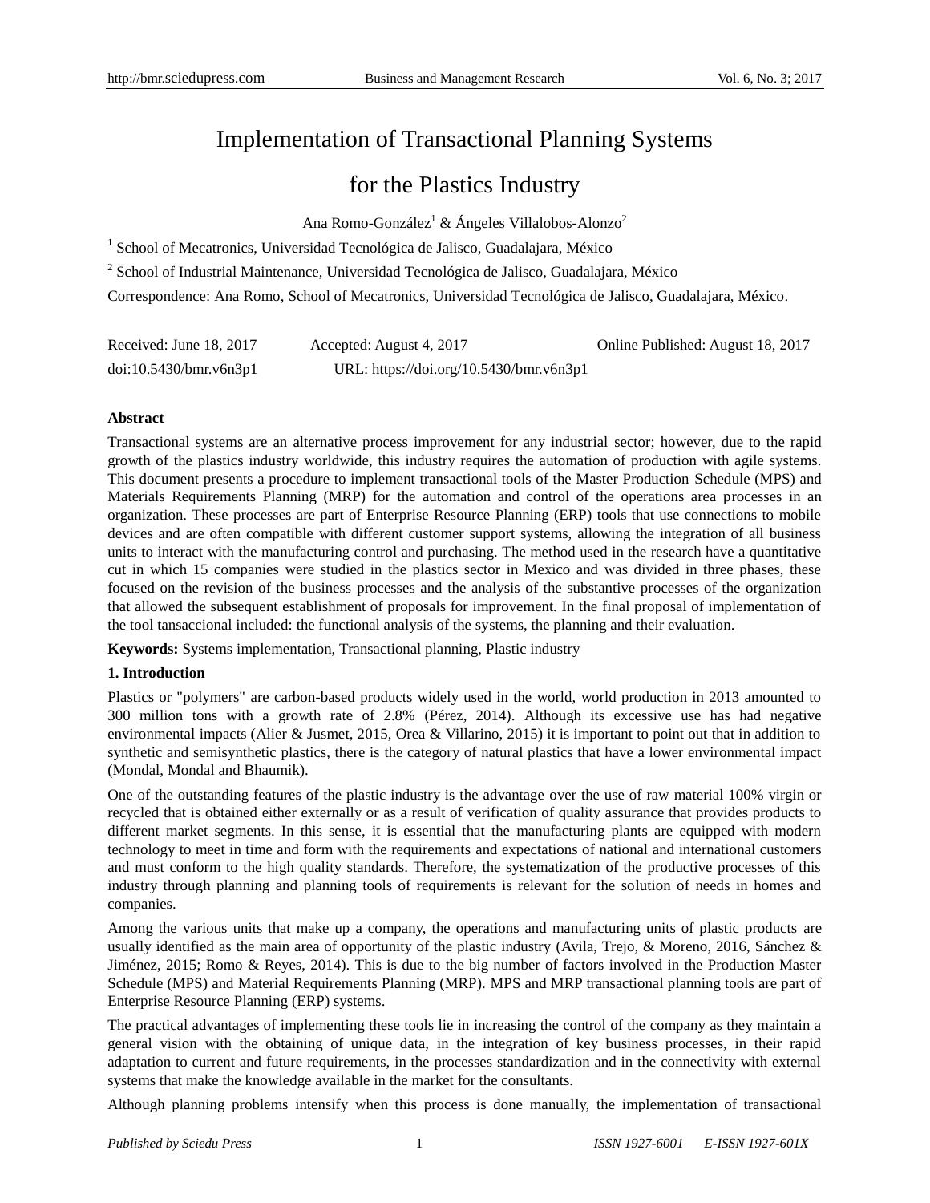# Implementation of Transactional Planning Systems for the Plastics Industry

Ana Romo-González[1] & Ángeles Villalobos-Alonzo[2]

[1] School of Mecatronics, Universidad Tecnológica de Jalisco, Guadalajara, México

[2] School of Industrial Maintenance, Universidad Tecnológica de Jalisco, Guadalajara, México

Correspondence: Ana Romo, School of Mecatronics, Universidad Tecnológica de Jalisco, Guadalajara, México.

Received: June 18, 2017 Accepted: August 4, 2017 Online Published: August 18, 2017

doi:10.5430/bmr.v6n3p1 URL: https://doi.org/10.5430/bmr.v6n3p1

## Abstract

Transactional systems are an alternative process improvement for any industrial sector; however, due to the rapid growth of the plastics industry worldwide, this industry requires the automation of production with agile systems. This document presents a procedure to implement transactional tools of the Master Production Schedule (MPS) and Materials Requirements Planning (MRP) for the automation and control of the operations area processes in an organization. These processes are part of Enterprise Resource Planning (ERP) tools that use connections to mobile devices and are often compatible with different customer support systems, allowing the integration of all business units to interact with the manufacturing control and purchasing. The method used in the research have a quantitative cut in which 15 companies were studied in the plastics sector in Mexico and was divided in three phases, these focused on the revision of the business processes and the analysis of the substantive processes of the organization that allowed the subsequent establishment of proposals for improvement. In the final proposal of implementation of the tool tansaccional included: the functional analysis of the systems, the planning and their evaluation.

**Keywords:** Systems implementation, Transactional planning, Plastic industry

## 1. Introduction

Plastics or "polymers" are carbon-based products widely used in the world, world production in 2013 amounted to 300 million tons with a growth rate of 2.8% (Pérez, 2014). Although its excessive use has had negative environmental impacts (Alier & Jusmet, 2015, Orea & Villarino, 2015) it is important to point out that in addition to synthetic and semisynthetic plastics, there is the category of natural plastics that have a lower environmental impact (Mondal, Mondal and Bhaumik).

One of the outstanding features of the plastic industry is the advantage over the use of raw material 100% virgin or recycled that is obtained either externally or as a result of verification of quality assurance that provides products to different market segments. In this sense, it is essential that the manufacturing plants are equipped with modern technology to meet in time and form with the requirements and expectations of national and international customers and must conform to the high quality standards. Therefore, the systematization of the productive processes of this industry through planning and planning tools of requirements is relevant for the solution of needs in homes and companies.

Among the various units that make up a company, the operations and manufacturing units of plastic products are usually identified as the main area of opportunity of the plastic industry (Avila, Trejo, & Moreno, 2016, Sánchez & Jiménez, 2015; Romo & Reyes, 2014). This is due to the big number of factors involved in the Production Master Schedule (MPS) and Material Requirements Planning (MRP). MPS and MRP transactional planning tools are part of Enterprise Resource Planning (ERP) systems.

The practical advantages of implementing these tools lie in increasing the control of the company as they maintain a general vision with the obtaining of unique data, in the integration of key business processes, in their rapid adaptation to current and future requirements, in the processes standardization and in the connectivity with external systems that make the knowledge available in the market for the consultants.

Although planning problems intensify when this process is done manually, the implementation of transactional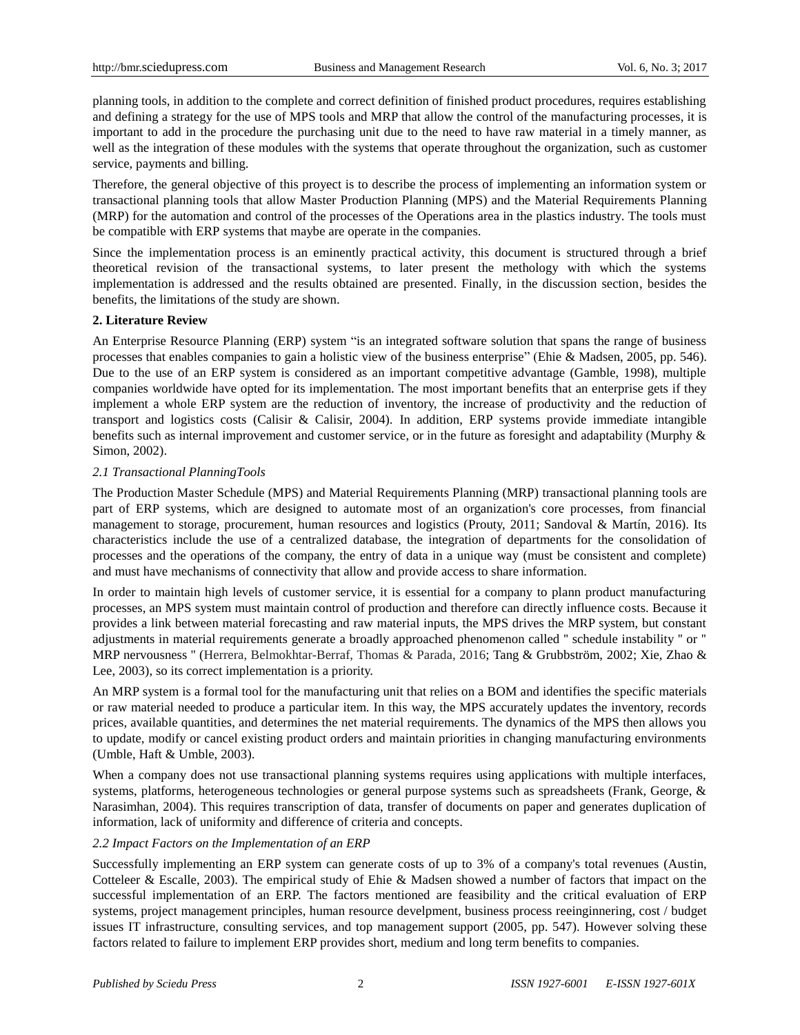planning tools, in addition to the complete and correct definition of finished product procedures, requires establishing and defining a strategy for the use of MPS tools and MRP that allow the control of the manufacturing processes, it is important to add in the procedure the purchasing unit due to the need to have raw material in a timely manner, as well as the integration of these modules with the systems that operate throughout the organization, such as customer service, payments and billing.

Therefore, the general objective of this proyect is to describe the process of implementing an information system or transactional planning tools that allow Master Production Planning (MPS) and the Material Requirements Planning (MRP) for the automation and control of the processes of the Operations area in the plastics industry. The tools must be compatible with ERP systems that maybe are operate in the companies.

Since the implementation process is an eminently practical activity, this document is structured through a brief theoretical revision of the transactional systems, to later present the methology with which the systems implementation is addressed and the results obtained are presented. Finally, in the discussion section, besides the benefits, the limitations of the study are shown.

## 2. Literature Review

An Enterprise Resource Planning (ERP) system "is an integrated software solution that spans the range of business processes that enables companies to gain a holistic view of the business enterprise" (Ehie & Madsen, 2005, pp. 546). Due to the use of an ERP system is considered as an important competitive advantage (Gamble, 1998), multiple companies worldwide have opted for its implementation. The most important benefits that an enterprise gets if they implement a whole ERP system are the reduction of inventory, the increase of productivity and the reduction of transport and logistics costs (Calisir & Calisir, 2004). In addition, ERP systems provide immediate intangible benefits such as internal improvement and customer service, or in the future as foresight and adaptability (Murphy & Simon, 2002).

### *2.1 Transactional PlanningTools*

The Production Master Schedule (MPS) and Material Requirements Planning (MRP) transactional planning tools are part of ERP systems, which are designed to automate most of an organization's core processes, from financial management to storage, procurement, human resources and logistics (Prouty, 2011; Sandoval & Martín, 2016). Its characteristics include the use of a centralized database, the integration of departments for the consolidation of processes and the operations of the company, the entry of data in a unique way (must be consistent and complete) and must have mechanisms of connectivity that allow and provide access to share information.

In order to maintain high levels of customer service, it is essential for a company to plann product manufacturing processes, an MPS system must maintain control of production and therefore can directly influence costs. Because it provides a link between material forecasting and raw material inputs, the MPS drives the MRP system, but constant adjustments in material requirements generate a broadly approached phenomenon called " schedule instability " or " MRP nervousness " (Herrera, Belmokhtar-Berraf, Thomas & Parada, 2016; Tang & Grubbström, 2002; Xie, Zhao & Lee, 2003), so its correct implementation is a priority.

An MRP system is a formal tool for the manufacturing unit that relies on a BOM and identifies the specific materials or raw material needed to produce a particular item. In this way, the MPS accurately updates the inventory, records prices, available quantities, and determines the net material requirements. The dynamics of the MPS then allows you to update, modify or cancel existing product orders and maintain priorities in changing manufacturing environments (Umble, Haft & Umble, 2003).

When a company does not use transactional planning systems requires using applications with multiple interfaces, systems, platforms, heterogeneous technologies or general purpose systems such as spreadsheets (Frank, George, & Narasimhan, 2004). This requires transcription of data, transfer of documents on paper and generates duplication of information, lack of uniformity and difference of criteria and concepts.

### *2.2 Impact Factors on the Implementation of an ERP*

Successfully implementing an ERP system can generate costs of up to 3% of a company's total revenues (Austin, Cotteleer & Escalle, 2003). The empirical study of Ehie & Madsen showed a number of factors that impact on the successful implementation of an ERP. The factors mentioned are feasibility and the critical evaluation of ERP systems, project management principles, human resource develpment, business process reeinginnering, cost / budget issues IT infrastructure, consulting services, and top management support (2005, pp. 547). However solving these factors related to failure to implement ERP provides short, medium and long term benefits to companies.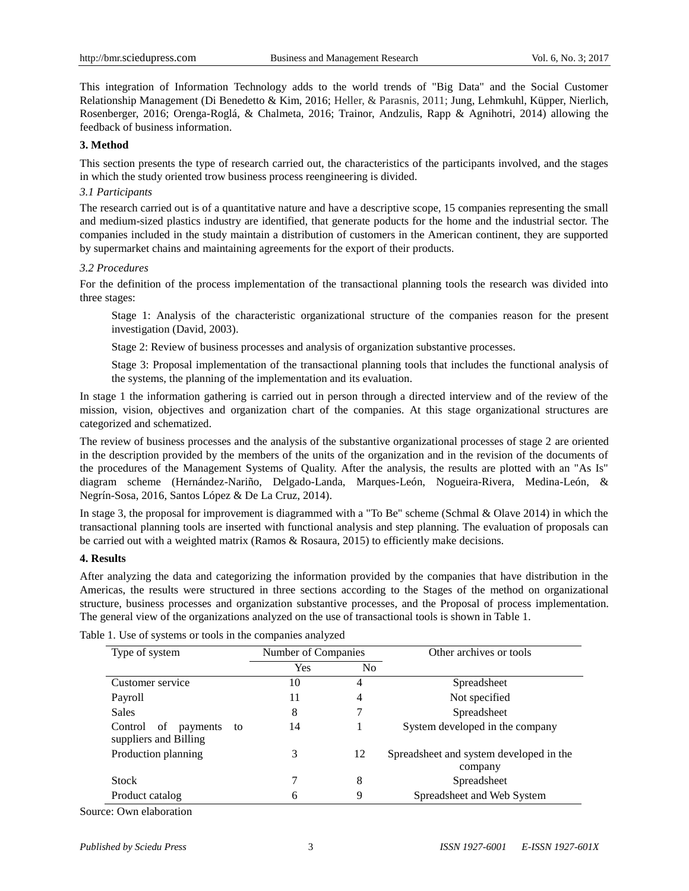This integration of Information Technology adds to the world trends of "Big Data" and the Social Customer Relationship Management (Di Benedetto & Kim, 2016; Heller, & Parasnis, 2011; Jung, Lehmkuhl, Küpper, Nierlich, Rosenberger, 2016; Orenga-Roglá, & Chalmeta, 2016; Trainor, Andzulis, Rapp & Agnihotri, 2014) allowing the feedback of business information.

## 3. Method

This section presents the type of research carried out, the characteristics of the participants involved, and the stages in which the study oriented trow business process reengineering is divided.

### *3.1 Participants*

The research carried out is of a quantitative nature and have a descriptive scope, 15 companies representing the small and medium-sized plastics industry are identified, that generate poducts for the home and the industrial sector. The companies included in the study maintain a distribution of customers in the American continent, they are supported by supermarket chains and maintaining agreements for the export of their products.

### *3.2 Procedures*

For the definition of the process implementation of the transactional planning tools the research was divided into three stages:

> Stage 1: Analysis of the characteristic organizational structure of the companies reason for the present investigation (David, 2003).
>
> Stage 2: Review of business processes and analysis of organization substantive processes.
>
> Stage 3: Proposal implementation of the transactional planning tools that includes the functional analysis of the systems, the planning of the implementation and its evaluation.

In stage 1 the information gathering is carried out in person through a directed interview and of the review of the mission, vision, objectives and organization chart of the companies. At this stage organizational structures are categorized and schematized.

The review of business processes and the analysis of the substantive organizational processes of stage 2 are oriented in the description provided by the members of the units of the organization and in the revision of the documents of the procedures of the Management Systems of Quality. After the analysis, the results are plotted with an "As Is" diagram scheme (Hernández-Nariño, Delgado-Landa, Marques-León, Nogueira-Rivera, Medina-León, & Negrín-Sosa, 2016, Santos López & De La Cruz, 2014).

In stage 3, the proposal for improvement is diagrammed with a "To Be" scheme (Schmal & Olave 2014) in which the transactional planning tools are inserted with functional analysis and step planning. The evaluation of proposals can be carried out with a weighted matrix (Ramos & Rosaura, 2015) to efficiently make decisions.

## 4. Results

After analyzing the data and categorizing the information provided by the companies that have distribution in the Americas, the results were structured in three sections according to the Stages of the method on organizational structure, business processes and organization substantive processes, and the Proposal of process implementation. The general view of the organizations analyzed on the use of transactional tools is shown in Table 1.

Table 1. Use of systems or tools in the companies analyzed

| Type of system | Number of Companies | | Other archives or tools |
|---|---|---|---|
| | Yes | No | |
| Customer service | 10 | 4 | Spreadsheet |
| Payroll | 11 | 4 | Not specified |
| Sales | 8 | 7 | Spreadsheet |
| Control of payments to suppliers and Billing | 14 | 1 | System developed in the company |
| Production planning | 3 | 12 | Spreadsheet and system developed in the company |
| Stock | 7 | 8 | Spreadsheet |
| Product catalog | 6 | 9 | Spreadsheet and Web System |

Source: Own elaboration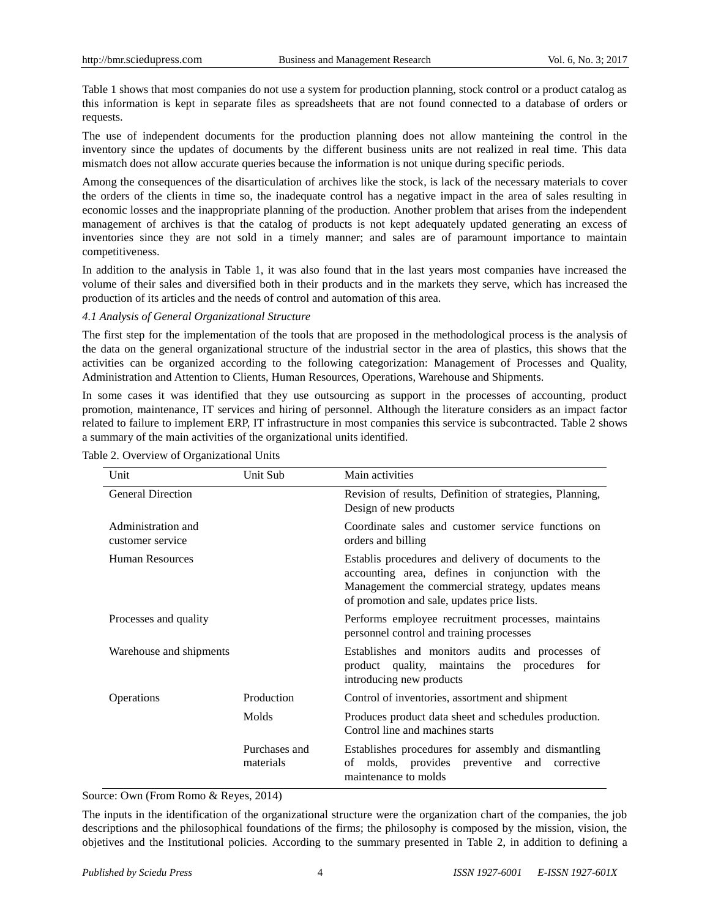Table 1 shows that most companies do not use a system for production planning, stock control or a product catalog as this information is kept in separate files as spreadsheets that are not found connected to a database of orders or requests.

The use of independent documents for the production planning does not allow manteining the control in the inventory since the updates of documents by the different business units are not realized in real time. This data mismatch does not allow accurate queries because the information is not unique during specific periods.

Among the consequences of the disarticulation of archives like the stock, is lack of the necessary materials to cover the orders of the clients in time so, the inadequate control has a negative impact in the area of sales resulting in economic losses and the inappropriate planning of the production. Another problem that arises from the independent management of archives is that the catalog of products is not kept adequately updated generating an excess of inventories since they are not sold in a timely manner; and sales are of paramount importance to maintain competitiveness.

In addition to the analysis in Table 1, it was also found that in the last years most companies have increased the volume of their sales and diversified both in their products and in the markets they serve, which has increased the production of its articles and the needs of control and automation of this area.

### *4.1 Analysis of General Organizational Structure*

The first step for the implementation of the tools that are proposed in the methodological process is the analysis of the data on the general organizational structure of the industrial sector in the area of plastics, this shows that the activities can be organized according to the following categorization: Management of Processes and Quality, Administration and Attention to Clients, Human Resources, Operations, Warehouse and Shipments.

In some cases it was identified that they use outsourcing as support in the processes of accounting, product promotion, maintenance, IT services and hiring of personnel. Although the literature considers as an impact factor related to failure to implement ERP, IT infrastructure in most companies this service is subcontracted. Table 2 shows a summary of the main activities of the organizational units identified.

Table 2. Overview of Organizational Units

| Unit | Unit Sub | Main activities |
|---|---|---|
| General Direction | | Revision of results, Definition of strategies, Planning, Design of new products |
| Administration and customer service | | Coordinate sales and customer service functions on orders and billing |
| Human Resources | | Establis procedures and delivery of documents to the accounting area, defines in conjunction with the Management the commercial strategy, updates means of promotion and sale, updates price lists. |
| Processes and quality | | Performs employee recruitment processes, maintains personnel control and training processes |
| Warehouse and shipments | | Establishes and monitors audits and processes of product quality, maintains the procedures for introducing new products |
| Operations | Production | Control of inventories, assortment and shipment |
| | Molds | Produces product data sheet and schedules production. Control line and machines starts |
| | Purchases and materials | Establishes procedures for assembly and dismantling of molds, provides preventive and corrective maintenance to molds |

Source: Own (From Romo & Reyes, 2014)

The inputs in the identification of the organizational structure were the organization chart of the companies, the job descriptions and the philosophical foundations of the firms; the philosophy is composed by the mission, vision, the objetives and the Institutional policies. According to the summary presented in Table 2, in addition to defining a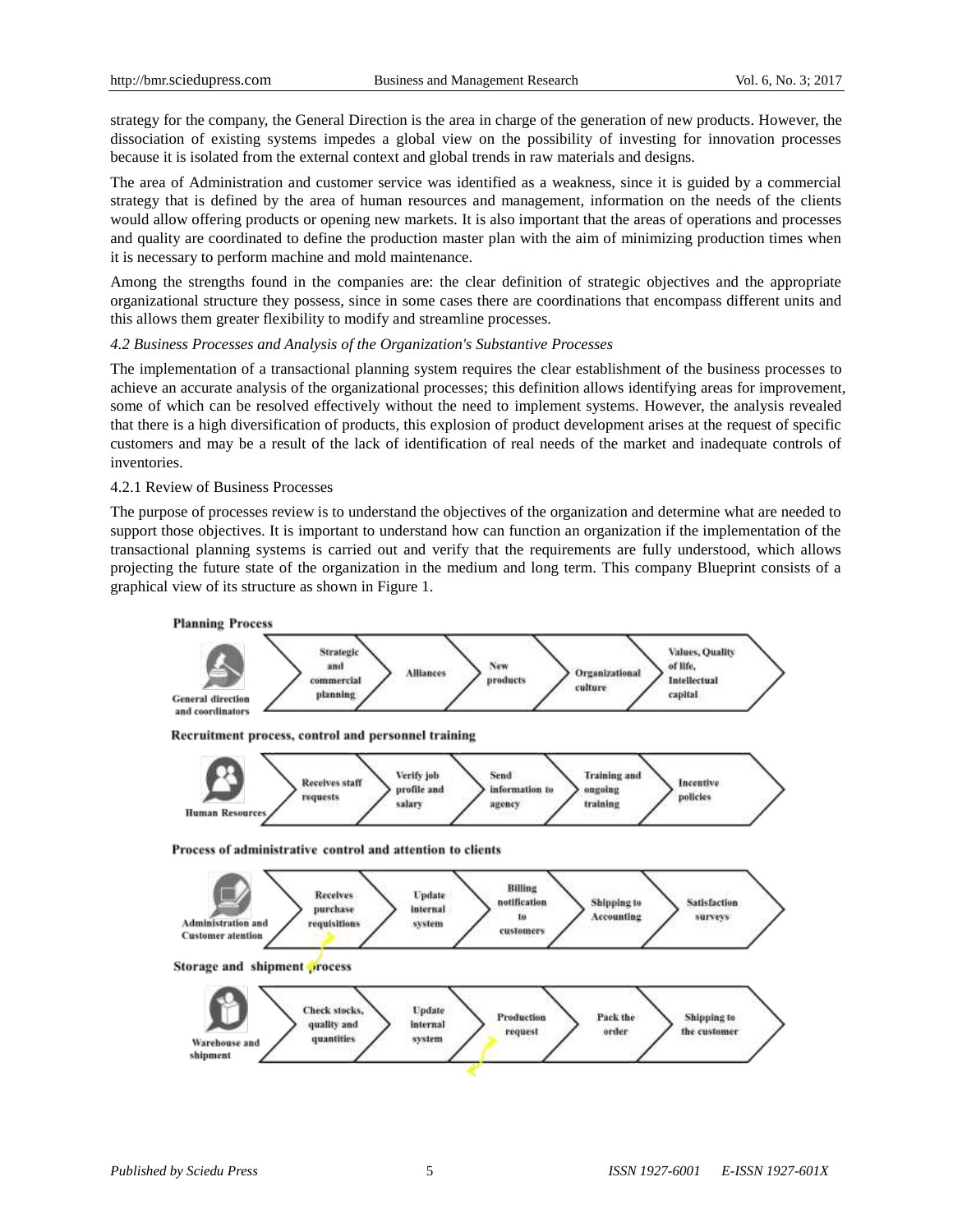strategy for the company, the General Direction is the area in charge of the generation of new products. However, the dissociation of existing systems impedes a global view on the possibility of investing for innovation processes because it is isolated from the external context and global trends in raw materials and designs.

The area of Administration and customer service was identified as a weakness, since it is guided by a commercial strategy that is defined by the area of human resources and management, information on the needs of the clients would allow offering products or opening new markets. It is also important that the areas of operations and processes and quality are coordinated to define the production master plan with the aim of minimizing production times when it is necessary to perform machine and mold maintenance.

Among the strengths found in the companies are: the clear definition of strategic objectives and the appropriate organizational structure they possess, since in some cases there are coordinations that encompass different units and this allows them greater flexibility to modify and streamline processes.

### *4.2 Business Processes and Analysis of the Organization's Substantive Processes*

The implementation of a transactional planning system requires the clear establishment of the business processes to achieve an accurate analysis of the organizational processes; this definition allows identifying areas for improvement, some of which can be resolved effectively without the need to implement systems. However, the analysis revealed that there is a high diversification of products, this explosion of product development arises at the request of specific customers and may be a result of the lack of identification of real needs of the market and inadequate controls of inventories.

#### 4.2.1 Review of Business Processes

The purpose of processes review is to understand the objectives of the organization and determine what are needed to support those objectives. It is important to understand how can function an organization if the implementation of the transactional planning systems is carried out and verify that the requirements are fully understood, which allows projecting the future state of the organization in the medium and long term. This company Blueprint consists of a graphical view of its structure as shown in Figure 1.

**Planning Process**

General direction and coordinators

Strategic and commercial planning

Alliances

New products

Organizational culture

Values, Quality of life, Intellectual capital

**Recruitment process, control and personnel training**

Human Resources

Receives staff requests

Verify job profile and salary

Send information to agency

Training and ongoing training

Incentive policies

**Process of administrative control and attention to clients**

Administration and Customer atention

Receives purchase requisitions

Update internal system

Billing notification to customers

Shipping to Accounting

Satisfaction surveys

**Storage and shipment process**

Warehouse and shipment

Check stocks, quality and quantities

Update internal system

Production request

Pack the order

Shipping to the customer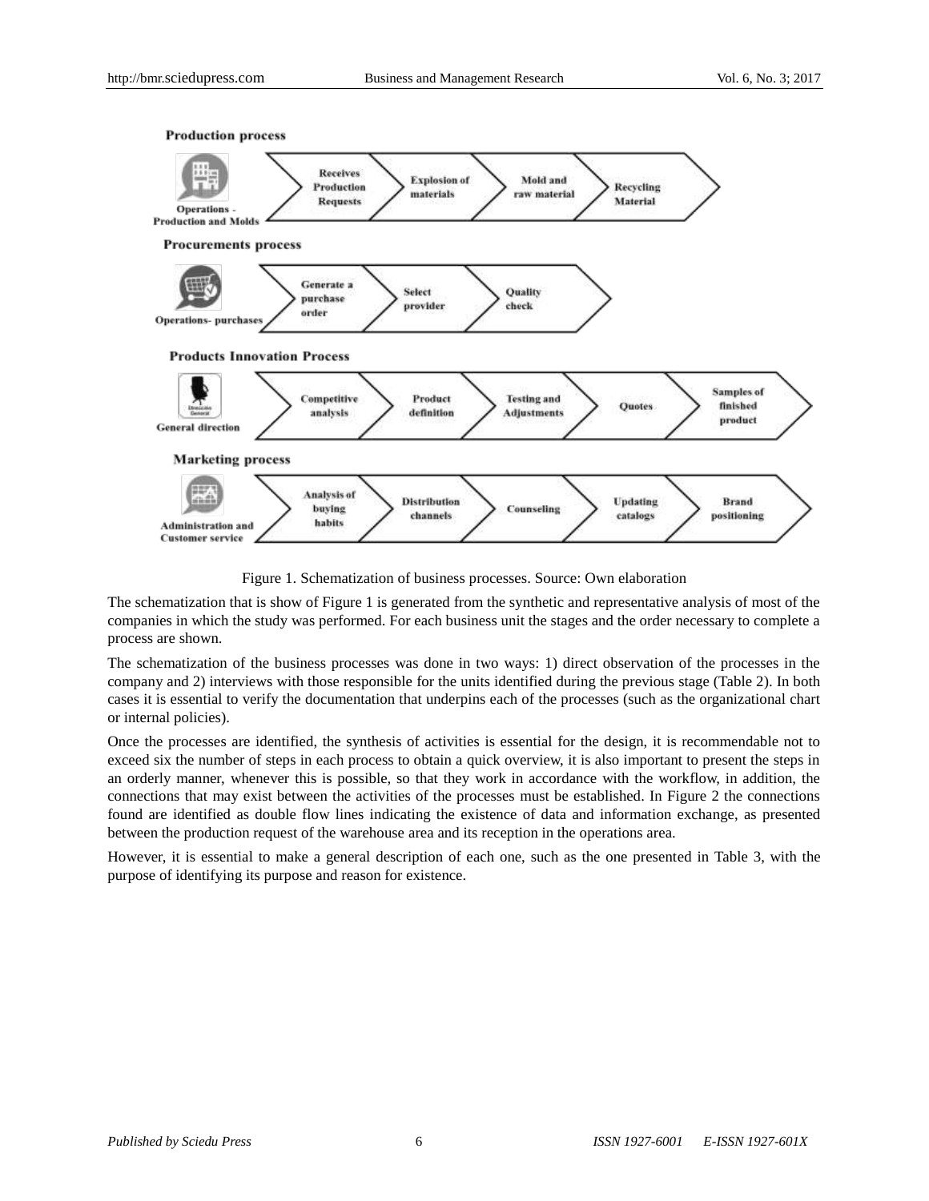**Production process**

Operations - Production and Molds: Receives Production Requests → Explosion of materials → Mold and raw material → Recycling Material

**Procurements process**

Operations- purchases: Generate a purchase order → Select provider → Quality check

**Products Innovation Process**

General direction: Competitive analysis → Product definition → Testing and Adjustments → Quotes → Samples of finished product

**Marketing process**

Administration and Customer service: Analysis of buying habits → Distribution channels → Counseling → Updating catalogs → Brand positioning

Figure 1. Schematization of business processes. Source: Own elaboration

The schematization that is show of Figure 1 is generated from the synthetic and representative analysis of most of the companies in which the study was performed. For each business unit the stages and the order necessary to complete a process are shown.

The schematization of the business processes was done in two ways: 1) direct observation of the processes in the company and 2) interviews with those responsible for the units identified during the previous stage (Table 2). In both cases it is essential to verify the documentation that underpins each of the processes (such as the organizational chart or internal policies).

Once the processes are identified, the synthesis of activities is essential for the design, it is recommendable not to exceed six the number of steps in each process to obtain a quick overview, it is also important to present the steps in an orderly manner, whenever this is possible, so that they work in accordance with the workflow, in addition, the connections that may exist between the activities of the processes must be established. In Figure 2 the connections found are identified as double flow lines indicating the existence of data and information exchange, as presented between the production request of the warehouse area and its reception in the operations area.

However, it is essential to make a general description of each one, such as the one presented in Table 3, with the purpose of identifying its purpose and reason for existence.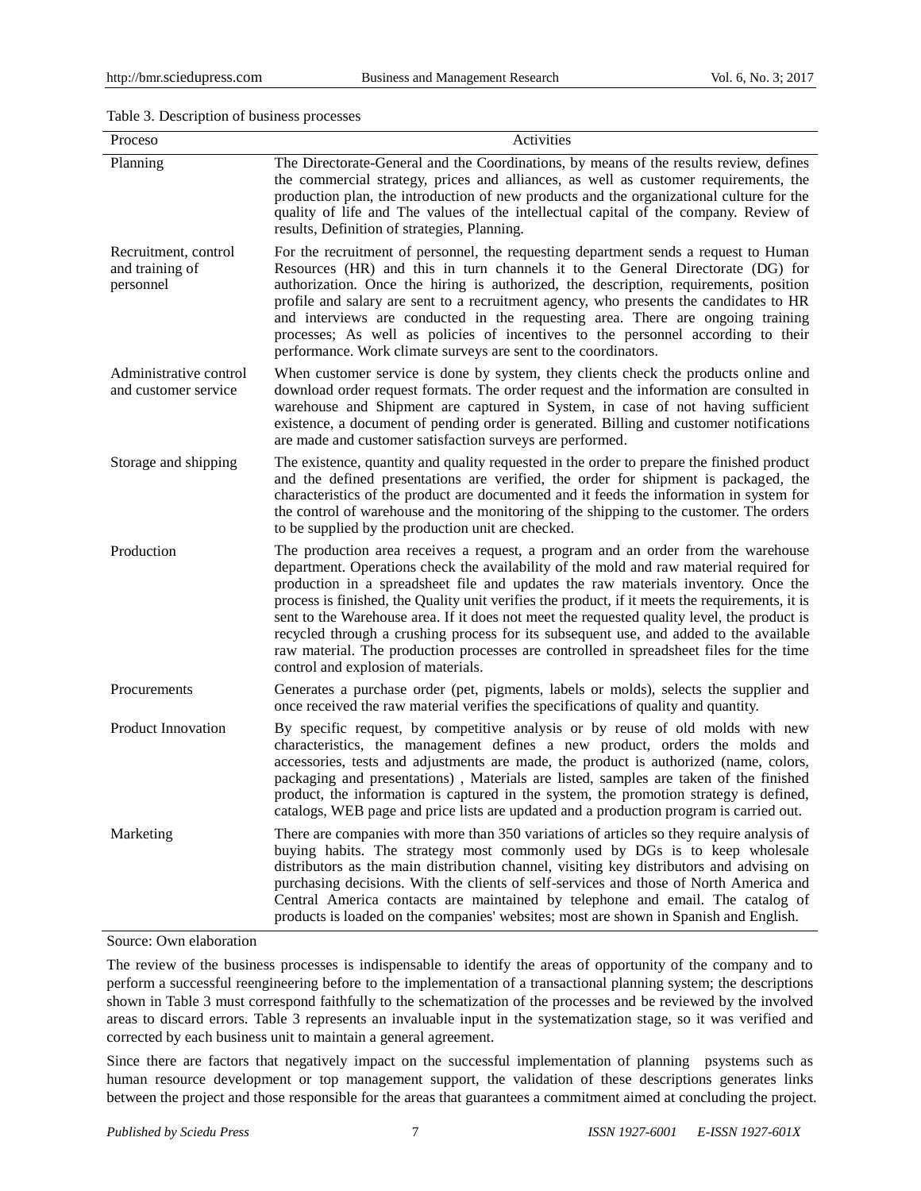Table 3. Description of business processes

| Proceso | Activities |
| --- | --- |
| Planning | The Directorate-General and the Coordinations, by means of the results review, defines the commercial strategy, prices and alliances, as well as customer requirements, the production plan, the introduction of new products and the organizational culture for the quality of life and The values of the intellectual capital of the company. Review of results, Definition of strategies, Planning. |
| Recruitment, control and training of personnel | For the recruitment of personnel, the requesting department sends a request to Human Resources (HR) and this in turn channels it to the General Directorate (DG) for authorization. Once the hiring is authorized, the description, requirements, position profile and salary are sent to a recruitment agency, who presents the candidates to HR and interviews are conducted in the requesting area. There are ongoing training processes; As well as policies of incentives to the personnel according to their performance. Work climate surveys are sent to the coordinators. |
| Administrative control and customer service | When customer service is done by system, they clients check the products online and download order request formats. The order request and the information are consulted in warehouse and Shipment are captured in System, in case of not having sufficient existence, a document of pending order is generated. Billing and customer notifications are made and customer satisfaction surveys are performed. |
| Storage and shipping | The existence, quantity and quality requested in the order to prepare the finished product and the defined presentations are verified, the order for shipment is packaged, the characteristics of the product are documented and it feeds the information in system for the control of warehouse and the monitoring of the shipping to the customer. The orders to be supplied by the production unit are checked. |
| Production | The production area receives a request, a program and an order from the warehouse department. Operations check the availability of the mold and raw material required for production in a spreadsheet file and updates the raw materials inventory. Once the process is finished, the Quality unit verifies the product, if it meets the requirements, it is sent to the Warehouse area. If it does not meet the requested quality level, the product is recycled through a crushing process for its subsequent use, and added to the available raw material. The production processes are controlled in spreadsheet files for the time control and explosion of materials. |
| Procurements | Generates a purchase order (pet, pigments, labels or molds), selects the supplier and once received the raw material verifies the specifications of quality and quantity. |
| Product Innovation | By specific request, by competitive analysis or by reuse of old molds with new characteristics, the management defines a new product, orders the molds and accessories, tests and adjustments are made, the product is authorized (name, colors, packaging and presentations) , Materials are listed, samples are taken of the finished product, the information is captured in the system, the promotion strategy is defined, catalogs, WEB page and price lists are updated and a production program is carried out. |
| Marketing | There are companies with more than 350 variations of articles so they require analysis of buying habits. The strategy most commonly used by DGs is to keep wholesale distributors as the main distribution channel, visiting key distributors and advising on purchasing decisions. With the clients of self-services and those of North America and Central America contacts are maintained by telephone and email. The catalog of products is loaded on the companies' websites; most are shown in Spanish and English. |

Source: Own elaboration

The review of the business processes is indispensable to identify the areas of opportunity of the company and to perform a successful reengineering before to the implementation of a transactional planning system; the descriptions shown in Table 3 must correspond faithfully to the schematization of the processes and be reviewed by the involved areas to discard errors. Table 3 represents an invaluable input in the systematization stage, so it was verified and corrected by each business unit to maintain a general agreement.

Since there are factors that negatively impact on the successful implementation of planning psystems such as human resource development or top management support, the validation of these descriptions generates links between the project and those responsible for the areas that guarantees a commitment aimed at concluding the project.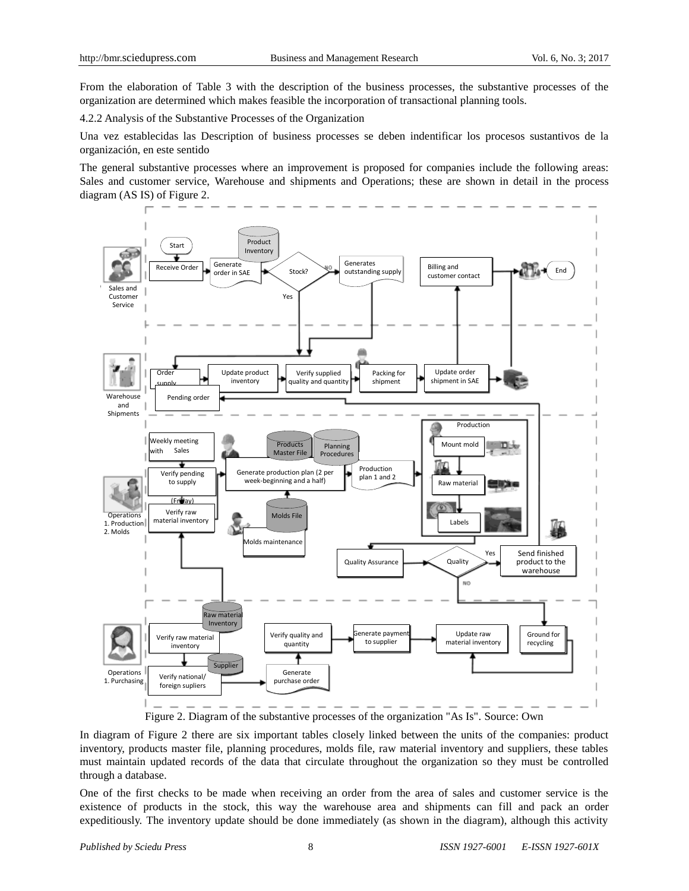From the elaboration of Table 3 with the description of the business processes, the substantive processes of the organization are determined which makes feasible the incorporation of transactional planning tools.

4.2.2 Analysis of the Substantive Processes of the Organization

Una vez establecidas las Description of business processes se deben indentificar los procesos sustantivos de la organización, en este sentido

The general substantive processes where an improvement is proposed for companies include the following areas: Sales and customer service, Warehouse and shipments and Operations; these are shown in detail in the process diagram (AS IS) of Figure 2.

Figure 2. Diagram of the substantive processes of the organization "As Is". Source: Own

In diagram of Figure 2 there are six important tables closely linked between the units of the companies: product inventory, products master file, planning procedures, molds file, raw material inventory and suppliers, these tables must maintain updated records of the data that circulate throughout the organization so they must be controlled through a database.

One of the first checks to be made when receiving an order from the area of sales and customer service is the existence of products in the stock, this way the warehouse area and shipments can fill and pack an order expeditiously. The inventory update should be done immediately (as shown in the diagram), although this activity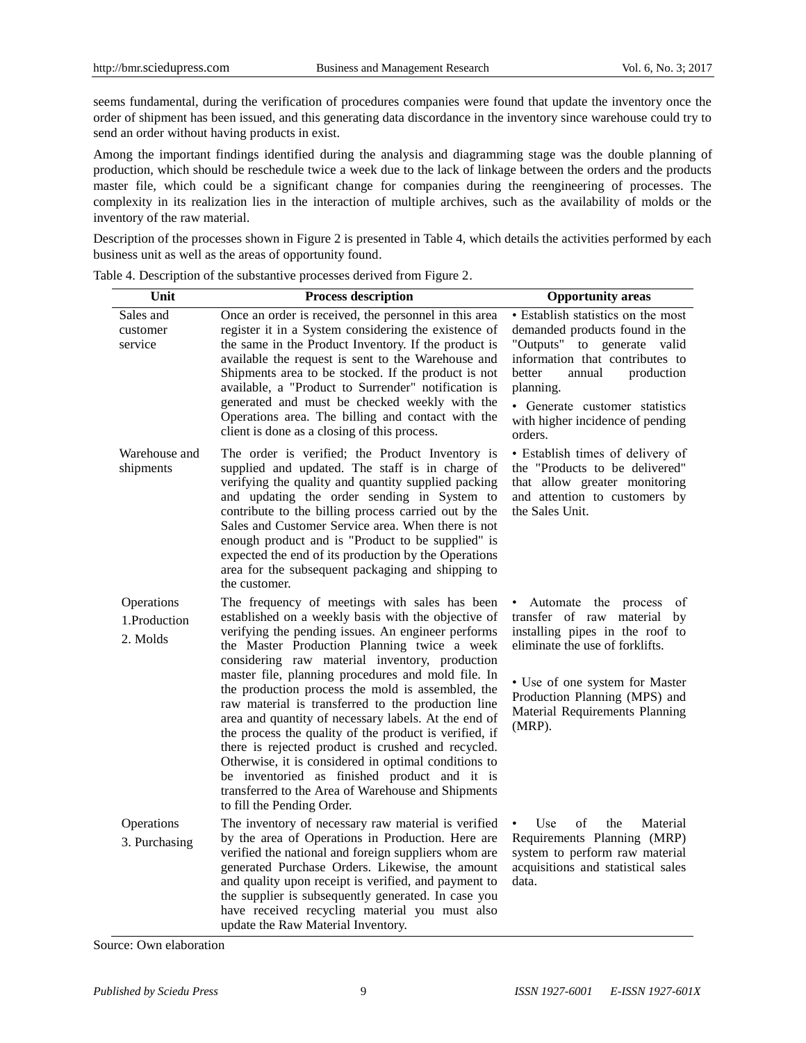seems fundamental, during the verification of procedures companies were found that update the inventory once the order of shipment has been issued, and this generating data discordance in the inventory since warehouse could try to send an order without having products in exist.

Among the important findings identified during the analysis and diagramming stage was the double planning of production, which should be reschedule twice a week due to the lack of linkage between the orders and the products master file, which could be a significant change for companies during the reengineering of processes. The complexity in its realization lies in the interaction of multiple archives, such as the availability of molds or the inventory of the raw material.

Description of the processes shown in Figure 2 is presented in Table 4, which details the activities performed by each business unit as well as the areas of opportunity found.

Table 4. Description of the substantive processes derived from Figure 2.

| Unit | Process description | Opportunity areas |
|---|---|---|
| Sales and customer service | Once an order is received, the personnel in this area register it in a System considering the existence of the same in the Product Inventory. If the product is available the request is sent to the Warehouse and Shipments area to be stocked. If the product is not available, a "Product to Surrender" notification is generated and must be checked weekly with the Operations area. The billing and contact with the client is done as a closing of this process. | • Establish statistics on the most demanded products found in the "Outputs" to generate valid information that contributes to better annual production planning.<br>• Generate customer statistics with higher incidence of pending orders. |
| Warehouse and shipments | The order is verified; the Product Inventory is supplied and updated. The staff is in charge of verifying the quality and quantity supplied packing and updating the order sending in System to contribute to the billing process carried out by the Sales and Customer Service area. When there is not enough product and is "Product to be supplied" is expected the end of its production by the Operations area for the subsequent packaging and shipping to the customer. | • Establish times of delivery of the "Products to be delivered" that allow greater monitoring and attention to customers by the Sales Unit. |
| Operations<br>1.Production<br>2. Molds | The frequency of meetings with sales has been established on a weekly basis with the objective of verifying the pending issues. An engineer performs the Master Production Planning twice a week considering raw material inventory, production master file, planning procedures and mold file. In the production process the mold is assembled, the raw material is transferred to the production line area and quantity of necessary labels. At the end of the process the quality of the product is verified, if there is rejected product is crushed and recycled. Otherwise, it is considered in optimal conditions to be inventoried as finished product and it is transferred to the Area of Warehouse and Shipments to fill the Pending Order. | • Automate the process of transfer of raw material by installing pipes in the roof to eliminate the use of forklifts.<br>• Use of one system for Master Production Planning (MPS) and Material Requirements Planning (MRP). |
| Operations<br>3. Purchasing | The inventory of necessary raw material is verified by the area of Operations in Production. Here are verified the national and foreign suppliers whom are generated Purchase Orders. Likewise, the amount and quality upon receipt is verified, and payment to the supplier is subsequently generated. In case you have received recycling material you must also update the Raw Material Inventory. | • Use of the Material Requirements Planning (MRP) system to perform raw material acquisitions and statistical sales data. |

Source: Own elaboration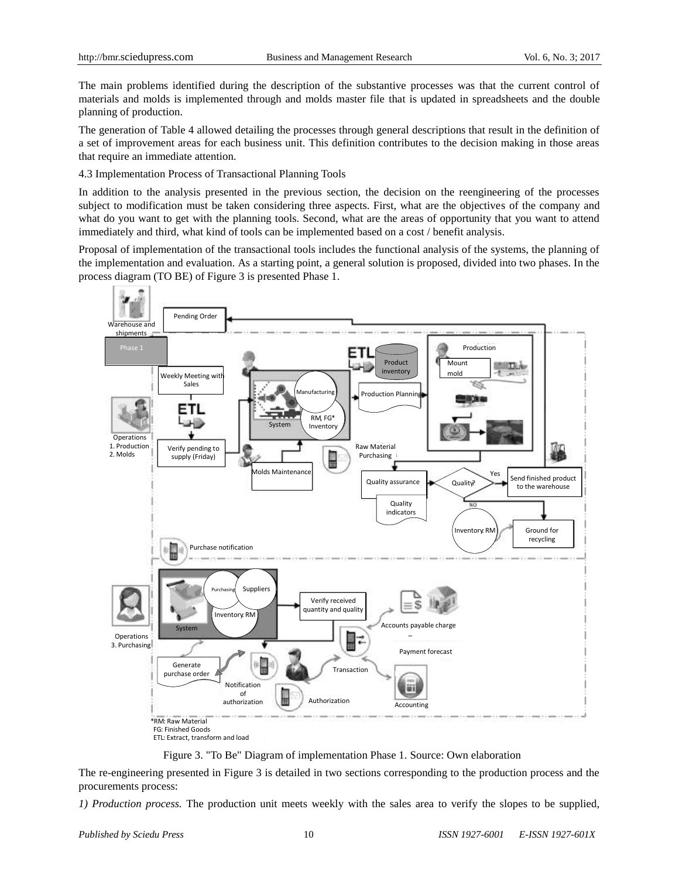The main problems identified during the description of the substantive processes was that the current control of materials and molds is implemented through and molds master file that is updated in spreadsheets and the double planning of production.

The generation of Table 4 allowed detailing the processes through general descriptions that result in the definition of a set of improvement areas for each business unit. This definition contributes to the decision making in those areas that require an immediate attention.

4.3 Implementation Process of Transactional Planning Tools

In addition to the analysis presented in the previous section, the decision on the reengineering of the processes subject to modification must be taken considering three aspects. First, what are the objectives of the company and what do you want to get with the planning tools. Second, what are the areas of opportunity that you want to attend immediately and third, what kind of tools can be implemented based on a cost / benefit analysis.

Proposal of implementation of the transactional tools includes the functional analysis of the systems, the planning of the implementation and evaluation. As a starting point, a general solution is proposed, divided into two phases. In the process diagram (TO BE) of Figure 3 is presented Phase 1.

Figure 3. "To Be" Diagram of implementation Phase 1. Source: Own elaboration

The re-engineering presented in Figure 3 is detailed in two sections corresponding to the production process and the procurements process:

*1) Production process.* The production unit meets weekly with the sales area to verify the slopes to be supplied,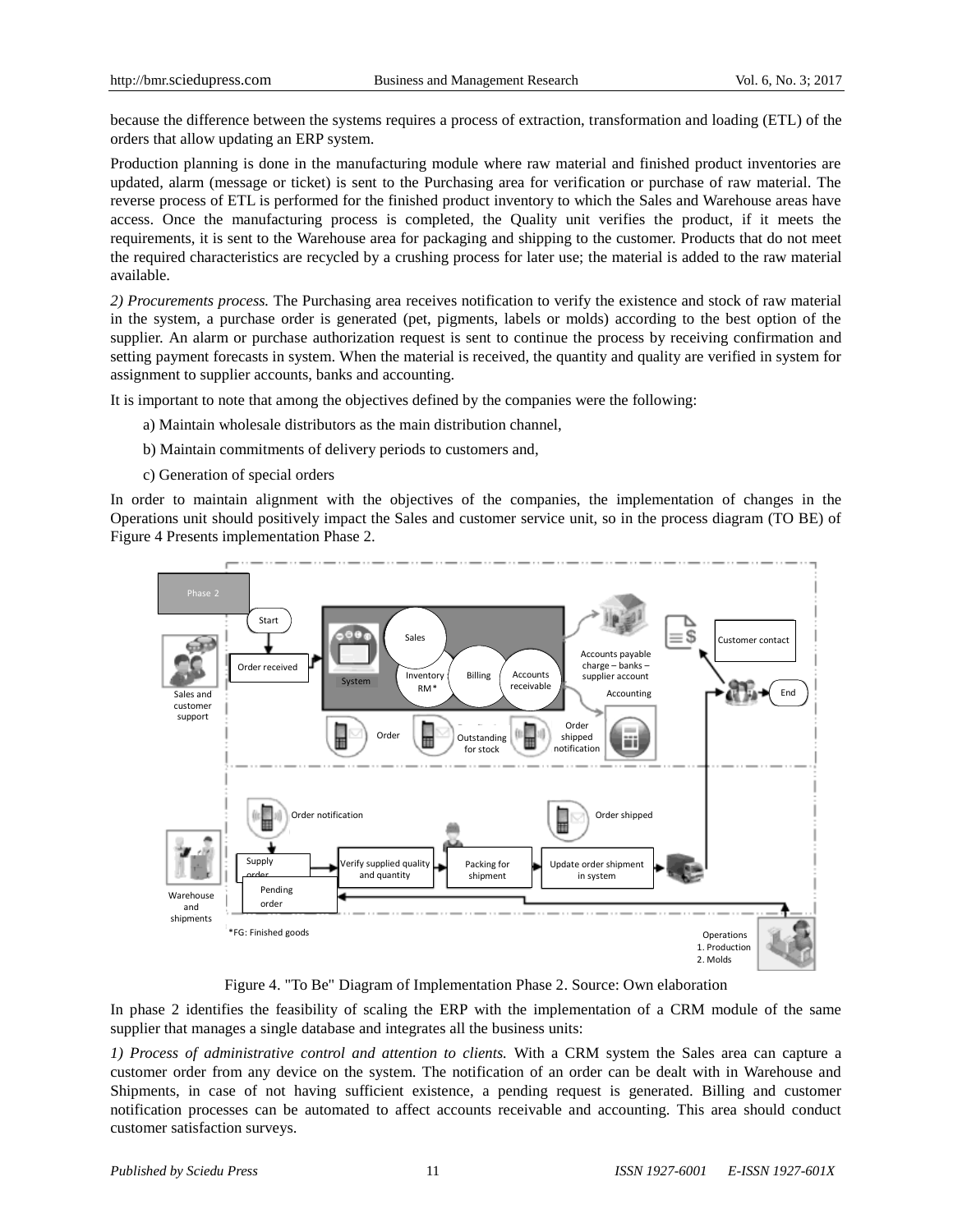because the difference between the systems requires a process of extraction, transformation and loading (ETL) of the orders that allow updating an ERP system.

Production planning is done in the manufacturing module where raw material and finished product inventories are updated, alarm (message or ticket) is sent to the Purchasing area for verification or purchase of raw material. The reverse process of ETL is performed for the finished product inventory to which the Sales and Warehouse areas have access. Once the manufacturing process is completed, the Quality unit verifies the product, if it meets the requirements, it is sent to the Warehouse area for packaging and shipping to the customer. Products that do not meet the required characteristics are recycled by a crushing process for later use; the material is added to the raw material available.

*2) Procurements process.* The Purchasing area receives notification to verify the existence and stock of raw material in the system, a purchase order is generated (pet, pigments, labels or molds) according to the best option of the supplier. An alarm or purchase authorization request is sent to continue the process by receiving confirmation and setting payment forecasts in system. When the material is received, the quantity and quality are verified in system for assignment to supplier accounts, banks and accounting.

It is important to note that among the objectives defined by the companies were the following:

a) Maintain wholesale distributors as the main distribution channel,

b) Maintain commitments of delivery periods to customers and,

c) Generation of special orders

In order to maintain alignment with the objectives of the companies, the implementation of changes in the Operations unit should positively impact the Sales and customer service unit, so in the process diagram (TO BE) of Figure 4 Presents implementation Phase 2.

Phase 2
Start
Order received
Sales and customer support
System
Sales
Inventory RM*
Billing
Accounts receivable
Accounts payable charge – banks – supplier account
Accounting
Customer contact
End
Order
Outstanding for stock
Order shipped notification
Order notification
Order shipped
Supply order
Verify supplied quality and quantity
Packing for shipment
Update order shipment in system
Pending order
Warehouse and shipments
*FG: Finished goods
Operations
1. Production
2. Molds

Figure 4. "To Be" Diagram of Implementation Phase 2. Source: Own elaboration

In phase 2 identifies the feasibility of scaling the ERP with the implementation of a CRM module of the same supplier that manages a single database and integrates all the business units:

*1) Process of administrative control and attention to clients.* With a CRM system the Sales area can capture a customer order from any device on the system. The notification of an order can be dealt with in Warehouse and Shipments, in case of not having sufficient existence, a pending request is generated. Billing and customer notification processes can be automated to affect accounts receivable and accounting. This area should conduct customer satisfaction surveys.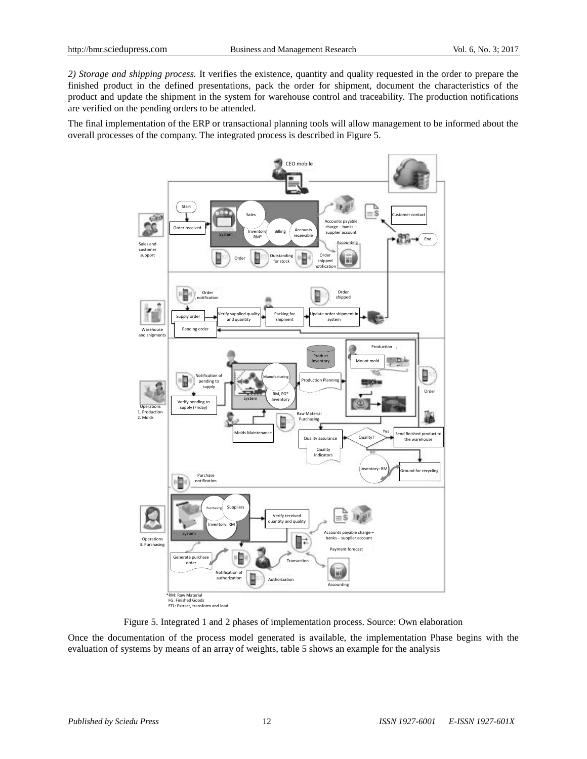*2) Storage and shipping process.* It verifies the existence, quantity and quality requested in the order to prepare the finished product in the defined presentations, pack the order for shipment, document the characteristics of the product and update the shipment in the system for warehouse control and traceability. The production notifications are verified on the pending orders to be attended.

The final implementation of the ERP or transactional planning tools will allow management to be informed about the overall processes of the company. The integrated process is described in Figure 5.

Figure 5. Integrated 1 and 2 phases of implementation process. Source: Own elaboration

Once the documentation of the process model generated is available, the implementation Phase begins with the evaluation of systems by means of an array of weights, table 5 shows an example for the analysis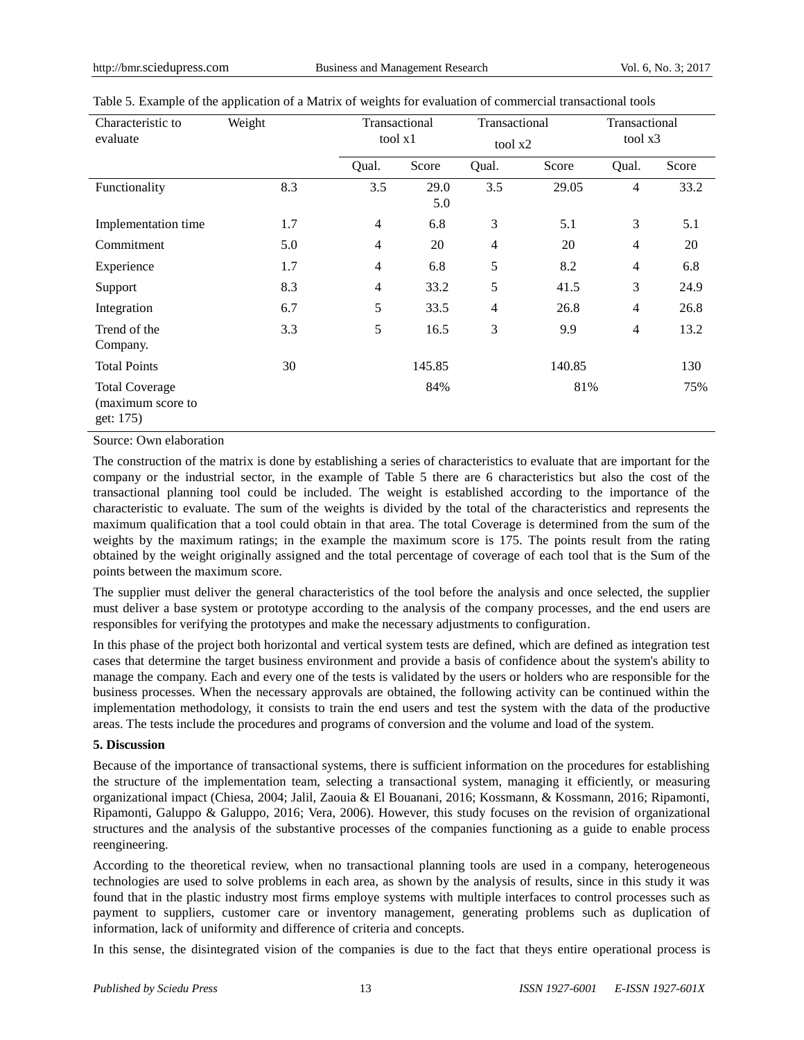Table 5. Example of the application of a Matrix of weights for evaluation of commercial transactional tools

| Characteristic to evaluate | Weight | Transactional tool x1 | | Transactional tool x2 | | Transactional tool x3 | |
|---|---|---|---|---|---|---|---|
| | | Qual. | Score | Qual. | Score | Qual. | Score |
| Functionality | 8.3 | 3.5 | 29.0 5.0 | 3.5 | 29.05 | 4 | 33.2 |
| Implementation time | 1.7 | 4 | 6.8 | 3 | 5.1 | 3 | 5.1 |
| Commitment | 5.0 | 4 | 20 | 4 | 20 | 4 | 20 |
| Experience | 1.7 | 4 | 6.8 | 5 | 8.2 | 4 | 6.8 |
| Support | 8.3 | 4 | 33.2 | 5 | 41.5 | 3 | 24.9 |
| Integration | 6.7 | 5 | 33.5 | 4 | 26.8 | 4 | 26.8 |
| Trend of the Company. | 3.3 | 5 | 16.5 | 3 | 9.9 | 4 | 13.2 |
| Total Points | 30 | | 145.85 | | 140.85 | | 130 |
| Total Coverage (maximum score to get: 175) | | | 84% | | 81% | | 75% |

Source: Own elaboration

The construction of the matrix is done by establishing a series of characteristics to evaluate that are important for the company or the industrial sector, in the example of Table 5 there are 6 characteristics but also the cost of the transactional planning tool could be included. The weight is established according to the importance of the characteristic to evaluate. The sum of the weights is divided by the total of the characteristics and represents the maximum qualification that a tool could obtain in that area. The total Coverage is determined from the sum of the weights by the maximum ratings; in the example the maximum score is 175. The points result from the rating obtained by the weight originally assigned and the total percentage of coverage of each tool that is the Sum of the points between the maximum score.

The supplier must deliver the general characteristics of the tool before the analysis and once selected, the supplier must deliver a base system or prototype according to the analysis of the company processes, and the end users are responsibles for verifying the prototypes and make the necessary adjustments to configuration.

In this phase of the project both horizontal and vertical system tests are defined, which are defined as integration test cases that determine the target business environment and provide a basis of confidence about the system's ability to manage the company. Each and every one of the tests is validated by the users or holders who are responsible for the business processes. When the necessary approvals are obtained, the following activity can be continued within the implementation methodology, it consists to train the end users and test the system with the data of the productive areas. The tests include the procedures and programs of conversion and the volume and load of the system.

## 5. Discussion

Because of the importance of transactional systems, there is sufficient information on the procedures for establishing the structure of the implementation team, selecting a transactional system, managing it efficiently, or measuring organizational impact (Chiesa, 2004; Jalil, Zaouia & El Bouanani, 2016; Kossmann, & Kossmann, 2016; Ripamonti, Ripamonti, Galuppo & Galuppo, 2016; Vera, 2006). However, this study focuses on the revision of organizational structures and the analysis of the substantive processes of the companies functioning as a guide to enable process reengineering.

According to the theoretical review, when no transactional planning tools are used in a company, heterogeneous technologies are used to solve problems in each area, as shown by the analysis of results, since in this study it was found that in the plastic industry most firms employ systems with multiple interfaces to control processes such as payment to suppliers, customer care or inventory management, generating problems such as duplication of information, lack of uniformity and difference of criteria and concepts.

In this sense, the disintegrated vision of the companies is due to the fact that theys entire operational process is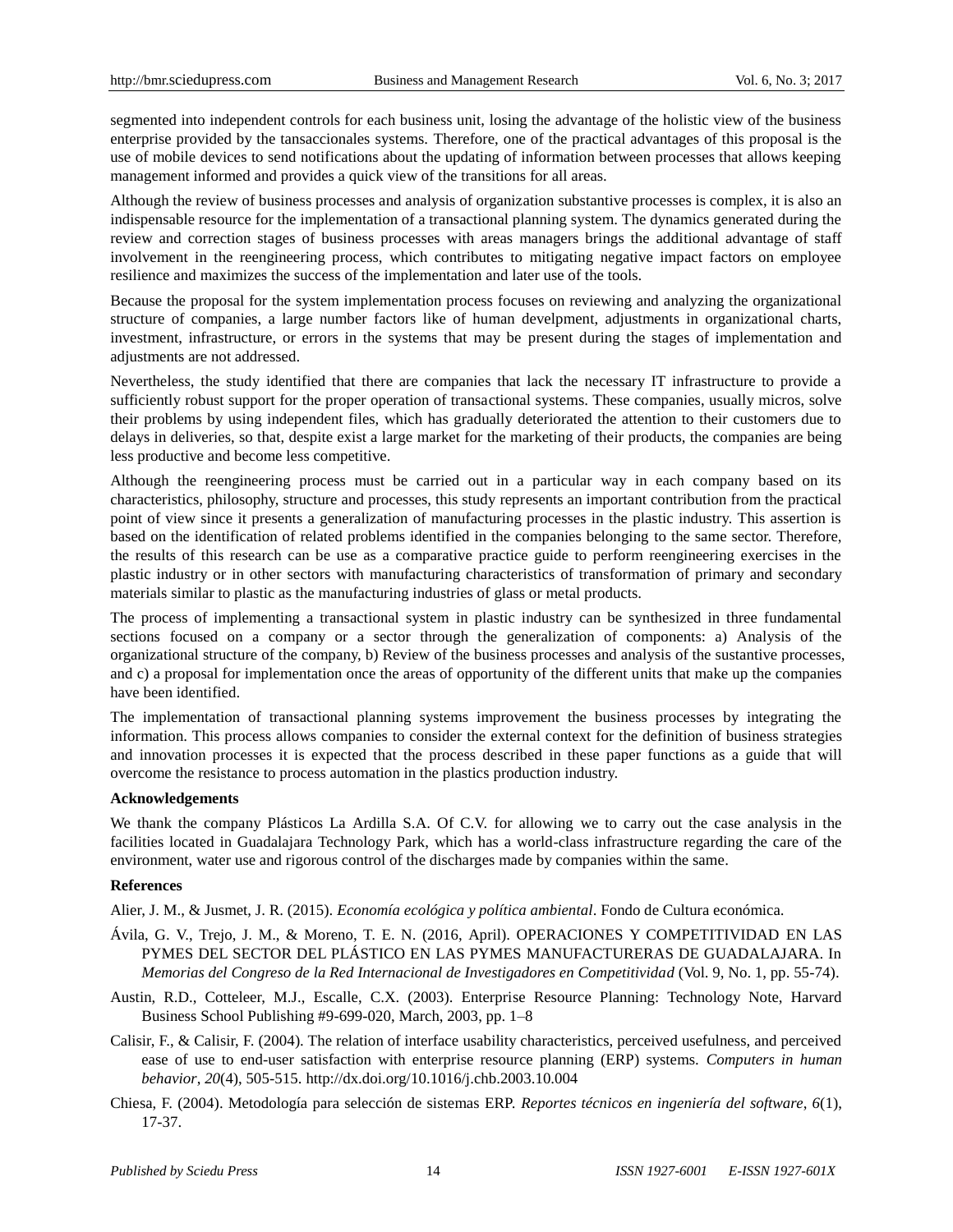segmented into independent controls for each business unit, losing the advantage of the holistic view of the business enterprise provided by the tansaccionales systems. Therefore, one of the practical advantages of this proposal is the use of mobile devices to send notifications about the updating of information between processes that allows keeping management informed and provides a quick view of the transitions for all areas.

Although the review of business processes and analysis of organization substantive processes is complex, it is also an indispensable resource for the implementation of a transactional planning system. The dynamics generated during the review and correction stages of business processes with areas managers brings the additional advantage of staff involvement in the reengineering process, which contributes to mitigating negative impact factors on employee resilience and maximizes the success of the implementation and later use of the tools.

Because the proposal for the system implementation process focuses on reviewing and analyzing the organizational structure of companies, a large number factors like of human develpment, adjustments in organizational charts, investment, infrastructure, or errors in the systems that may be present during the stages of implementation and adjustments are not addressed.

Nevertheless, the study identified that there are companies that lack the necessary IT infrastructure to provide a sufficiently robust support for the proper operation of transactional systems. These companies, usually micros, solve their problems by using independent files, which has gradually deteriorated the attention to their customers due to delays in deliveries, so that, despite exist a large market for the marketing of their products, the companies are being less productive and become less competitive.

Although the reengineering process must be carried out in a particular way in each company based on its characteristics, philosophy, structure and processes, this study represents an important contribution from the practical point of view since it presents a generalization of manufacturing processes in the plastic industry. This assertion is based on the identification of related problems identified in the companies belonging to the same sector. Therefore, the results of this research can be use as a comparative practice guide to perform reengineering exercises in the plastic industry or in other sectors with manufacturing characteristics of transformation of primary and secondary materials similar to plastic as the manufacturing industries of glass or metal products.

The process of implementing a transactional system in plastic industry can be synthesized in three fundamental sections focused on a company or a sector through the generalization of components: a) Analysis of the organizational structure of the company, b) Review of the business processes and analysis of the sustantive processes, and c) a proposal for implementation once the areas of opportunity of the different units that make up the companies have been identified.

The implementation of transactional planning systems improvement the business processes by integrating the information. This process allows companies to consider the external context for the definition of business strategies and innovation processes it is expected that the process described in these paper functions as a guide that will overcome the resistance to process automation in the plastics production industry.

**Acknowledgements**

We thank the company Plásticos La Ardilla S.A. Of C.V. for allowing we to carry out the case analysis in the facilities located in Guadalajara Technology Park, which has a world-class infrastructure regarding the care of the environment, water use and rigorous control of the discharges made by companies within the same.

**References**

Alier, J. M., & Jusmet, J. R. (2015). *Economía ecológica y política ambiental*. Fondo de Cultura económica.

Ávila, G. V., Trejo, J. M., & Moreno, T. E. N. (2016, April). OPERACIONES Y COMPETITIVIDAD EN LAS PYMES DEL SECTOR DEL PLÁSTICO EN LAS PYMES MANUFACTURERAS DE GUADALAJARA. In *Memorias del Congreso de la Red Internacional de Investigadores en Competitividad* (Vol. 9, No. 1, pp. 55-74).

Austin, R.D., Cotteleer, M.J., Escalle, C.X. (2003). Enterprise Resource Planning: Technology Note, Harvard Business School Publishing #9-699-020, March, 2003, pp. 1–8

Calisir, F., & Calisir, F. (2004). The relation of interface usability characteristics, perceived usefulness, and perceived ease of use to end-user satisfaction with enterprise resource planning (ERP) systems. *Computers in human behavior*, *20*(4), 505-515. http://dx.doi.org/10.1016/j.chb.2003.10.004

Chiesa, F. (2004). Metodología para selección de sistemas ERP. *Reportes técnicos en ingeniería del software*, *6*(1), 17-37.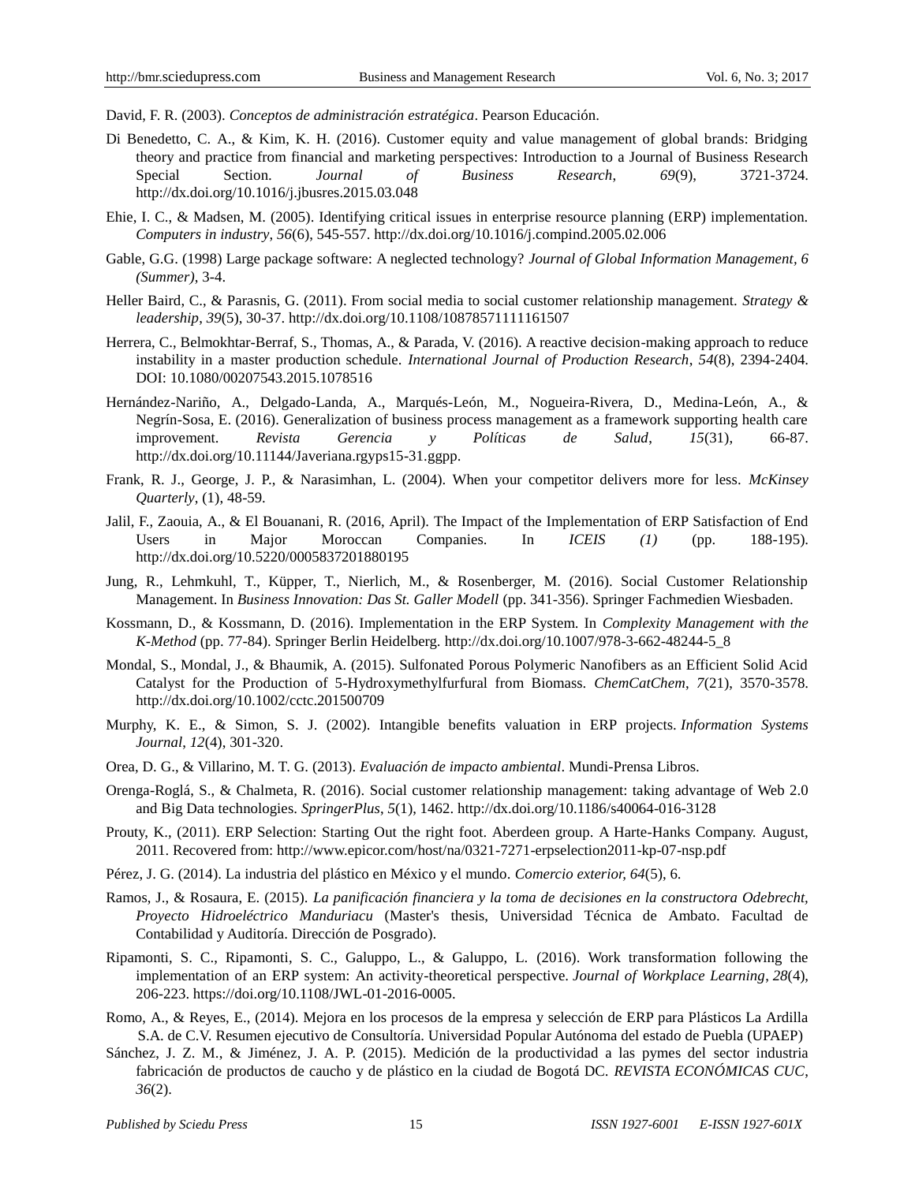David, F. R. (2003). *Conceptos de administración estratégica*. Pearson Educación.

Di Benedetto, C. A., & Kim, K. H. (2016). Customer equity and value management of global brands: Bridging theory and practice from financial and marketing perspectives: Introduction to a Journal of Business Research Special Section. *Journal of Business Research*, *69*(9), 3721-3724. http://dx.doi.org/10.1016/j.jbusres.2015.03.048

Ehie, I. C., & Madsen, M. (2005). Identifying critical issues in enterprise resource planning (ERP) implementation. *Computers in industry*, *56*(6), 545-557. http://dx.doi.org/10.1016/j.compind.2005.02.006

Gable, G.G. (1998) Large package software: A neglected technology? *Journal of Global Information Management, 6 (Summer)*, 3-4.

Heller Baird, C., & Parasnis, G. (2011). From social media to social customer relationship management. *Strategy & leadership*, *39*(5), 30-37. http://dx.doi.org/10.1108/10878571111161507

Herrera, C., Belmokhtar-Berraf, S., Thomas, A., & Parada, V. (2016). A reactive decision-making approach to reduce instability in a master production schedule. *International Journal of Production Research*, *54*(8), 2394-2404. DOI: 10.1080/00207543.2015.1078516

Hernández-Nariño, A., Delgado-Landa, A., Marqués-León, M., Nogueira-Rivera, D., Medina-León, A., & Negrín-Sosa, E. (2016). Generalization of business process management as a framework supporting health care improvement. *Revista Gerencia y Políticas de Salud*, *15*(31), 66-87. http://dx.doi.org/10.11144/Javeriana.rgyps15-31.ggpp.

Frank, R. J., George, J. P., & Narasimhan, L. (2004). When your competitor delivers more for less. *McKinsey Quarterly*, (1), 48-59.

Jalil, F., Zaouia, A., & El Bouanani, R. (2016, April). The Impact of the Implementation of ERP Satisfaction of End Users in Major Moroccan Companies. In *ICEIS (1)* (pp. 188-195). http://dx.doi.org/10.5220/0005837201880195

Jung, R., Lehmkuhl, T., Küpper, T., Nierlich, M., & Rosenberger, M. (2016). Social Customer Relationship Management. In *Business Innovation: Das St. Galler Modell* (pp. 341-356). Springer Fachmedien Wiesbaden.

Kossmann, D., & Kossmann, D. (2016). Implementation in the ERP System. In *Complexity Management with the K-Method* (pp. 77-84). Springer Berlin Heidelberg. http://dx.doi.org/10.1007/978-3-662-48244-5_8

Mondal, S., Mondal, J., & Bhaumik, A. (2015). Sulfonated Porous Polymeric Nanofibers as an Efficient Solid Acid Catalyst for the Production of 5-Hydroxymethylfurfural from Biomass. *ChemCatChem*, *7*(21), 3570-3578. http://dx.doi.org/10.1002/cctc.201500709

Murphy, K. E., & Simon, S. J. (2002). Intangible benefits valuation in ERP projects. *Information Systems Journal*, *12*(4), 301-320.

Orea, D. G., & Villarino, M. T. G. (2013). *Evaluación de impacto ambiental*. Mundi-Prensa Libros.

Orenga-Roglá, S., & Chalmeta, R. (2016). Social customer relationship management: taking advantage of Web 2.0 and Big Data technologies. *SpringerPlus*, *5*(1), 1462. http://dx.doi.org/10.1186/s40064-016-3128

Prouty, K., (2011). ERP Selection: Starting Out the right foot. Aberdeen group. A Harte-Hanks Company. August, 2011. Recovered from: http://www.epicor.com/host/na/0321-7271-erpselection2011-kp-07-nsp.pdf

Pérez, J. G. (2014). La industria del plástico en México y el mundo. *Comercio exterior, 64*(5), 6.

Ramos, J., & Rosaura, E. (2015). *La panificación financiera y la toma de decisiones en la constructora Odebrecht, Proyecto Hidroeléctrico Manduriacu* (Master's thesis, Universidad Técnica de Ambato. Facultad de Contabilidad y Auditoría. Dirección de Posgrado).

Ripamonti, S. C., Ripamonti, S. C., Galuppo, L., & Galuppo, L. (2016). Work transformation following the implementation of an ERP system: An activity-theoretical perspective. *Journal of Workplace Learning*, *28*(4), 206-223. https://doi.org/10.1108/JWL-01-2016-0005.

Romo, A., & Reyes, E., (2014). Mejora en los procesos de la empresa y selección de ERP para Plásticos La Ardilla S.A. de C.V. Resumen ejecutivo de Consultoría. Universidad Popular Autónoma del estado de Puebla (UPAEP)

Sánchez, J. Z. M., & Jiménez, J. A. P. (2015). Medición de la productividad a las pymes del sector industria fabricación de productos de caucho y de plástico en la ciudad de Bogotá DC. *REVISTA ECONÓMICAS CUC, 36*(2).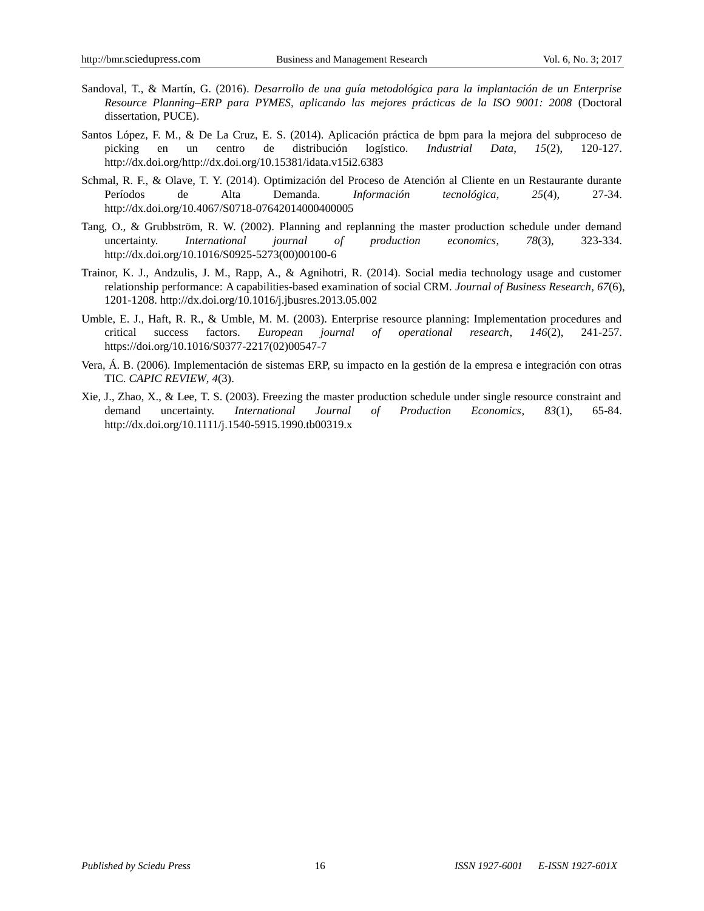Sandoval, T., & Martín, G. (2016). *Desarrollo de una guía metodológica para la implantación de un Enterprise Resource Planning–ERP para PYMES, aplicando las mejores prácticas de la ISO 9001: 2008* (Doctoral dissertation, PUCE).

Santos López, F. M., & De La Cruz, E. S. (2014). Aplicación práctica de bpm para la mejora del subproceso de picking en un centro de distribución logístico. *Industrial Data*, *15*(2), 120-127. http://dx.doi.org/http://dx.doi.org/10.15381/idata.v15i2.6383

Schmal, R. F., & Olave, T. Y. (2014). Optimización del Proceso de Atención al Cliente en un Restaurante durante Períodos de Alta Demanda. *Información tecnológica*, *25*(4), 27-34. http://dx.doi.org/10.4067/S0718-07642014000400005

Tang, O., & Grubbström, R. W. (2002). Planning and replanning the master production schedule under demand uncertainty. *International journal of production economics*, *78*(3), 323-334. http://dx.doi.org/10.1016/S0925-5273(00)00100-6

Trainor, K. J., Andzulis, J. M., Rapp, A., & Agnihotri, R. (2014). Social media technology usage and customer relationship performance: A capabilities-based examination of social CRM. *Journal of Business Research*, *67*(6), 1201-1208. http://dx.doi.org/10.1016/j.jbusres.2013.05.002

Umble, E. J., Haft, R. R., & Umble, M. M. (2003). Enterprise resource planning: Implementation procedures and critical success factors. *European journal of operational research*, *146*(2), 241-257. https://doi.org/10.1016/S0377-2217(02)00547-7

Vera, Á. B. (2006). Implementación de sistemas ERP, su impacto en la gestión de la empresa e integración con otras TIC. *CAPIC REVIEW*, *4*(3).

Xie, J., Zhao, X., & Lee, T. S. (2003). Freezing the master production schedule under single resource constraint and demand uncertainty. *International Journal of Production Economics*, *83*(1), 65-84. http://dx.doi.org/10.1111/j.1540-5915.1990.tb00319.x